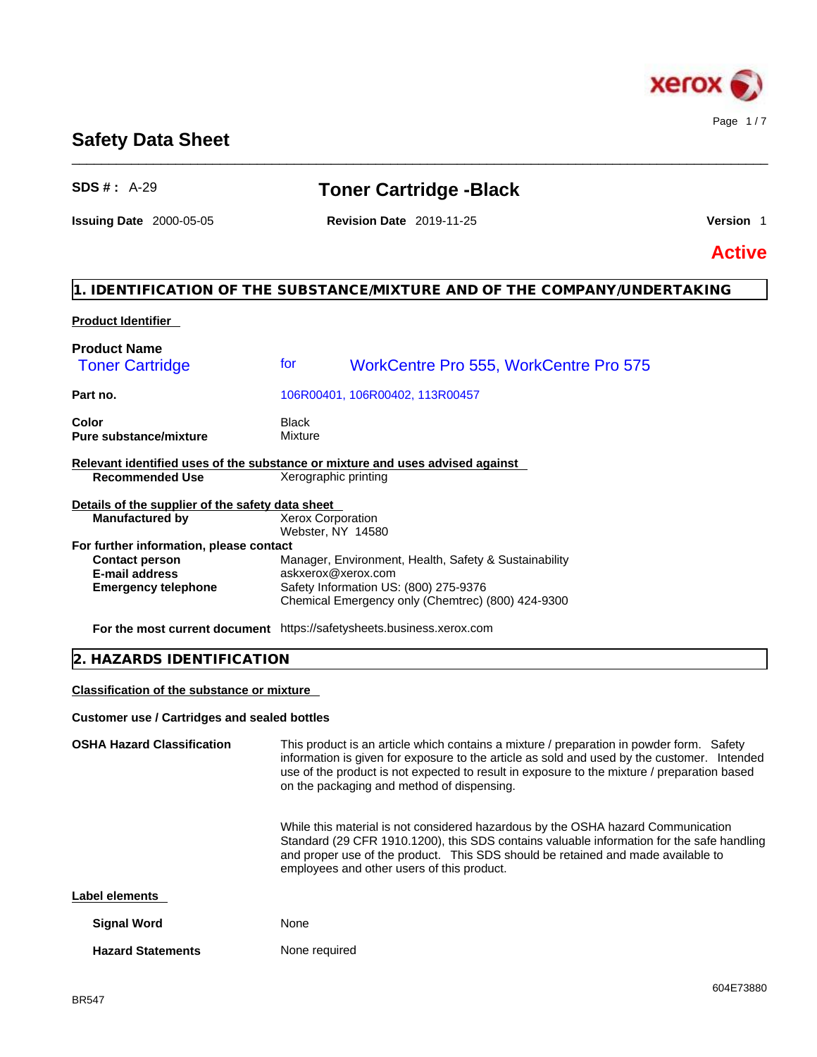# Safety Data Sheet

**SDS # :** A-29

## Toner Cartridge -Black

**Issuing Date** 2000-05-05 **Revision Date** 2019-11-25 **Version** 1

**Active**

## 1. IDENTIFICATION OF THE SUBSTANCE/MIXTURE AND OF THE COMPANY/UNDERTAKING

**Product Identifier**

**Product Name**
Toner Cartridge for WorkCentre Pro 555, WorkCentre Pro 575

**Part no.** 106R00401, 106R00402, 113R00457

**Color** Black
**Pure substance/mixture** Mixture

**Relevant identified uses of the substance or mixture and uses advised against**
**Recommended Use** Xerographic printing

**Details of the supplier of the safety data sheet**
**Manufactured by** Xerox Corporation
Webster, NY 14580

**For further information, please contact**
**Contact person** Manager, Environment, Health, Safety & Sustainability
**E-mail address** askxerox@xerox.com
**Emergency telephone** Safety Information US: (800) 275-9376
Chemical Emergency only (Chemtrec) (800) 424-9300

**For the most current document** https://safetysheets.business.xerox.com

## 2. HAZARDS IDENTIFICATION

**Classification of the substance or mixture**

**Customer use / Cartridges and sealed bottles**

**OSHA Hazard Classification**

This product is an article which contains a mixture / preparation in powder form. Safety information is given for exposure to the article as sold and used by the customer. Intended use of the product is not expected to result in exposure to the mixture / preparation based on the packaging and method of dispensing.

While this material is not considered hazardous by the OSHA hazard Communication Standard (29 CFR 1910.1200), this SDS contains valuable information for the safe handling and proper use of the product. This SDS should be retained and made available to employees and other users of this product.

**Label elements**

**Signal Word** None

**Hazard Statements** None required

604E73880

BR547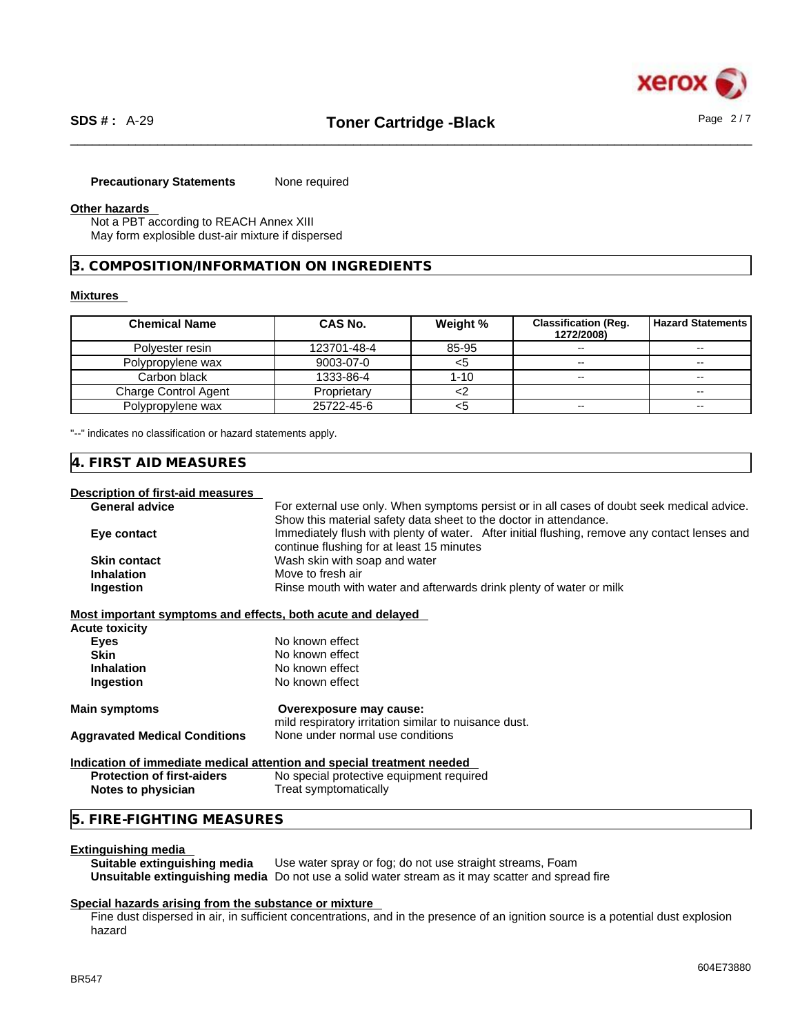**Precautionary Statements** None required

**Other hazards**

Not a PBT according to REACH Annex XIII
May form explosive dust-air mixture if dispersed

## 3. COMPOSITION/INFORMATION ON INGREDIENTS

**Mixtures**

| Chemical Name | CAS No. | Weight % | Classification (Reg. 1272/2008) | Hazard Statements |
|---|---|---|---|---|
| Polyester resin | 123701-48-4 | 85-95 | -- | -- |
| Polypropylene wax | 9003-07-0 | <5 | -- | -- |
| Carbon black | 1333-86-4 | 1-10 | -- | -- |
| Charge Control Agent | Proprietary | <2 | | -- |
| Polypropylene wax | 25722-45-6 | <5 | -- | -- |

"--" indicates no classification or hazard statements apply.

## 4. FIRST AID MEASURES

**Description of first-aid measures**

**General advice** For external use only. When symptoms persist or in all cases of doubt seek medical advice. Show this material safety data sheet to the doctor in attendance.

**Eye contact** Immediately flush with plenty of water. After initial flushing, remove any contact lenses and continue flushing for at least 15 minutes

**Skin contact** Wash skin with soap and water

**Inhalation** Move to fresh air

**Ingestion** Rinse mouth with water and afterwards drink plenty of water or milk

**Most important symptoms and effects, both acute and delayed**

**Acute toxicity**

**Eyes** No known effect

**Skin** No known effect

**Inhalation** No known effect

**Ingestion** No known effect

**Main symptoms** **Overexposure may cause:**
mild respiratory irritation similar to nuisance dust.

**Aggravated Medical Conditions** None under normal use conditions

**Indication of immediate medical attention and special treatment needed**

**Protection of first-aiders** No special protective equipment required

**Notes to physician** Treat symptomatically

## 5. FIRE-FIGHTING MEASURES

**Extinguishing media**

**Suitable extinguishing media** Use water spray or fog; do not use straight streams, Foam

**Unsuitable extinguishing media** Do not use a solid water stream as it may scatter and spread fire

**Special hazards arising from the substance or mixture**

Fine dust dispersed in air, in sufficient concentrations, and in the presence of an ignition source is a potential dust explosion hazard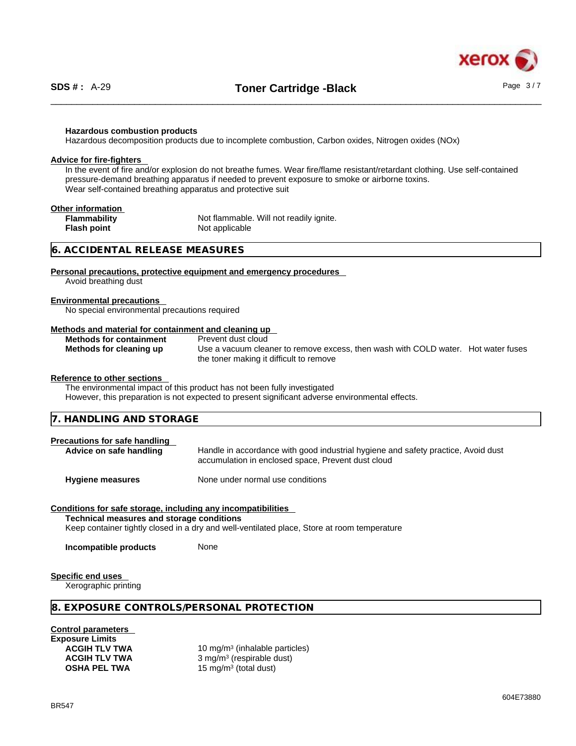**Hazardous combustion products**

Hazardous decomposition products due to incomplete combustion, Carbon oxides, Nitrogen oxides (NOx)

**Advice for fire-fighters**

In the event of fire and/or explosion do not breathe fumes. Wear fire/flame resistant/retardant clothing. Use self-contained pressure-demand breathing apparatus if needed to prevent exposure to smoke or airborne toxins.
Wear self-contained breathing apparatus and protective suit

**Other information**

| | |
|---|---|
| **Flammability** | Not flammable. Will not readily ignite. |
| **Flash point** | Not applicable |

## 6. ACCIDENTAL RELEASE MEASURES

**Personal precautions, protective equipment and emergency procedures**

Avoid breathing dust

**Environmental precautions**

No special environmental precautions required

**Methods and material for containment and cleaning up**

| | |
|---|---|
| **Methods for containment** | Prevent dust cloud |
| **Methods for cleaning up** | Use a vacuum cleaner to remove excess, then wash with COLD water. Hot water fuses the toner making it difficult to remove |

**Reference to other sections**

The environmental impact of this product has not been fully investigated
However, this preparation is not expected to present significant adverse environmental effects.

## 7. HANDLING AND STORAGE

**Precautions for safe handling**

| | |
|---|---|
| **Advice on safe handling** | Handle in accordance with good industrial hygiene and safety practice, Avoid dust accumulation in enclosed space, Prevent dust cloud |
| **Hygiene measures** | None under normal use conditions |

**Conditions for safe storage, including any incompatibilities**

**Technical measures and storage conditions**

Keep container tightly closed in a dry and well-ventilated place, Store at room temperature

| | |
|---|---|
| **Incompatible products** | None |

**Specific end uses**

Xerographic printing

## 8. EXPOSURE CONTROLS/PERSONAL PROTECTION

**Control parameters**

**Exposure Limits**

| | |
|---|---|
| **ACGIH TLV TWA** | 10 mg/m³ (inhalable particles) |
| **ACGIH TLV TWA** | 3 mg/m³ (respirable dust) |
| **OSHA PEL TWA** | 15 mg/m³ (total dust) |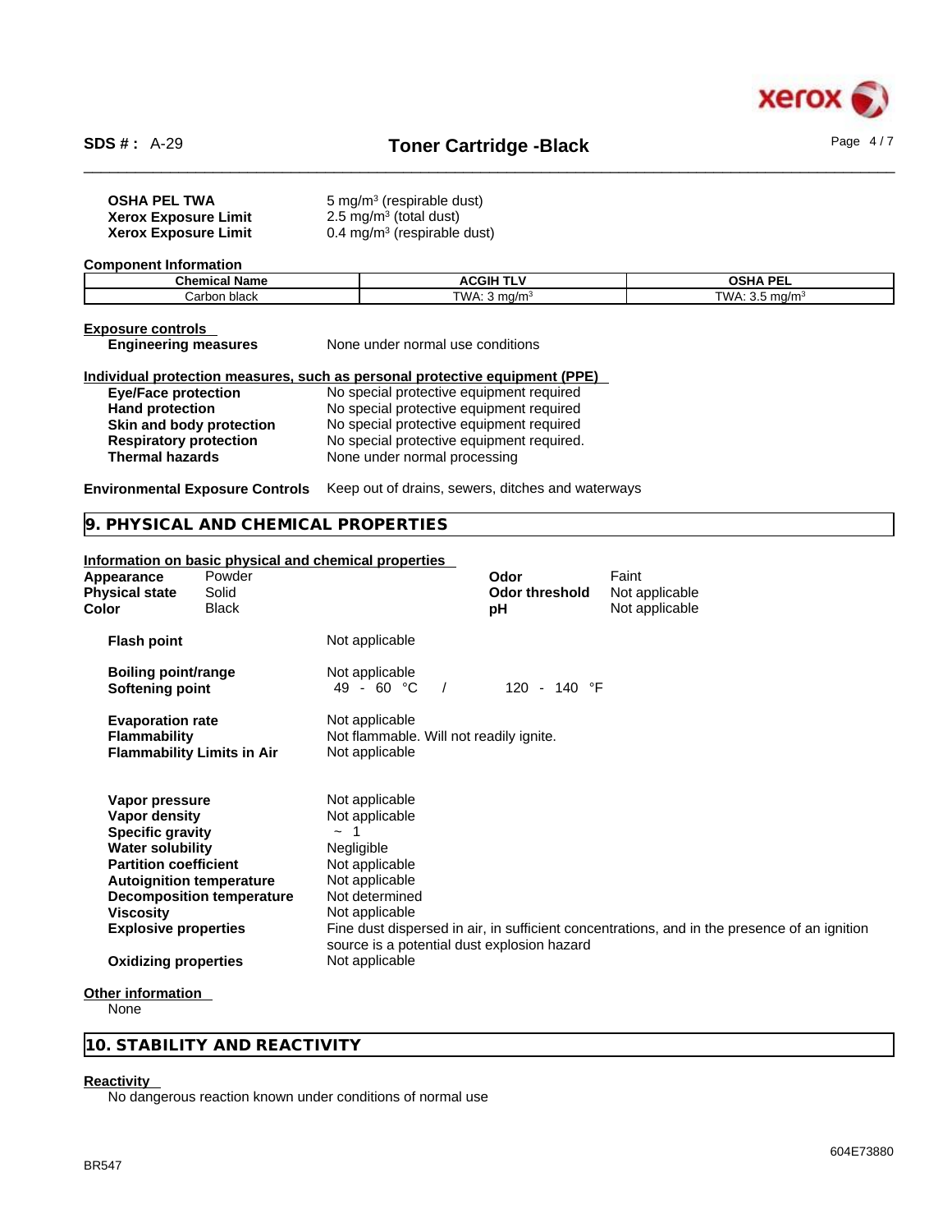| | |
|---|---|
| **OSHA PEL TWA** | 5 mg/m³ (respirable dust) |
| **Xerox Exposure Limit** | 2.5 mg/m³ (total dust) |
| **Xerox Exposure Limit** | 0.4 mg/m³ (respirable dust) |

**Component Information**

| Chemical Name | ACGIH TLV | OSHA PEL |
|---|---|---|
| Carbon black | TWA: 3 mg/m³ | TWA: 3.5 mg/m³ |

**Exposure controls**

**Engineering measures** None under normal use conditions

**Individual protection measures, such as personal protective equipment (PPE)**

| | |
|---|---|
| **Eye/Face protection** | No special protective equipment required |
| **Hand protection** | No special protective equipment required |
| **Skin and body protection** | No special protective equipment required |
| **Respiratory protection** | No special protective equipment required. |
| **Thermal hazards** | None under normal processing |

**Environmental Exposure Controls** Keep out of drains, sewers, ditches and waterways

## 9. PHYSICAL AND CHEMICAL PROPERTIES

**Information on basic physical and chemical properties**

| | | | |
|---|---|---|---|
| **Appearance** | Powder | **Odor** | Faint |
| **Physical state** | Solid | **Odor threshold** | Not applicable |
| **Color** | Black | **pH** | Not applicable |

| | |
|---|---|
| **Flash point** | Not applicable |
| **Boiling point/range** | Not applicable |
| **Softening point** | 49 - 60 °C / 120 - 140 °F |
| **Evaporation rate** | Not applicable |
| **Flammability** | Not flammable. Will not readily ignite. |
| **Flammability Limits in Air** | Not applicable |
| **Vapor pressure** | Not applicable |
| **Vapor density** | Not applicable |
| **Specific gravity** | ~ 1 |
| **Water solubility** | Negligible |
| **Partition coefficient** | Not applicable |
| **Autoignition temperature** | Not applicable |
| **Decomposition temperature** | Not determined |
| **Viscosity** | Not applicable |
| **Explosive properties** | Fine dust dispersed in air, in sufficient concentrations, and in the presence of an ignition source is a potential dust explosion hazard |
| **Oxidizing properties** | Not applicable |

**Other information**

None

## 10. STABILITY AND REACTIVITY

**Reactivity**

No dangerous reaction known under conditions of normal use

BR547

604E73880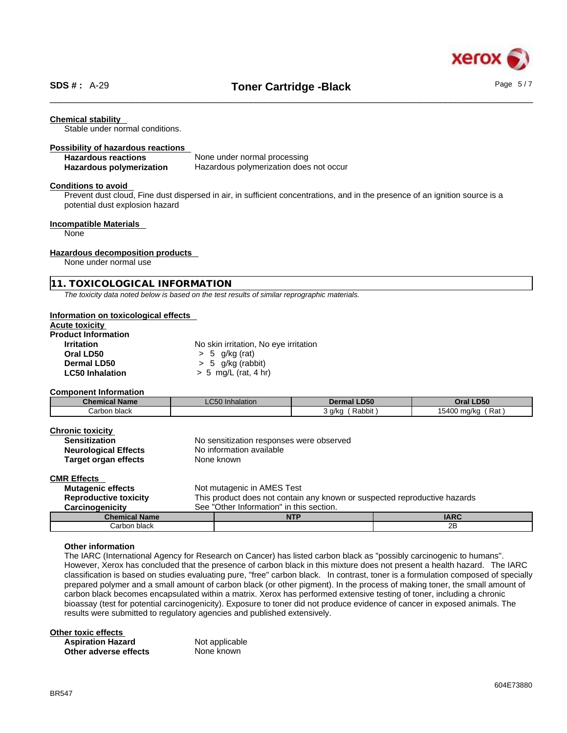### Chemical stability

Stable under normal conditions.

### Possibility of hazardous reactions

**Hazardous reactions** None under normal processing
**Hazardous polymerization** Hazardous polymerization does not occur

### Conditions to avoid

Prevent dust cloud, Fine dust dispersed in air, in sufficient concentrations, and in the presence of an ignition source is a potential dust explosion hazard

### Incompatible Materials

None

### Hazardous decomposition products

None under normal use

## 11. TOXICOLOGICAL INFORMATION

*The toxicity data noted below is based on the test results of similar reprographic materials.*

### Information on toxicological effects

**Acute toxicity**

**Product Information**

**Irritation** No skin irritation, No eye irritation
**Oral LD50** > 5 g/kg (rat)
**Dermal LD50** > 5 g/kg (rabbit)
**LC50 Inhalation** > 5 mg/L (rat, 4 hr)

**Component Information**

| Chemical Name | LC50 Inhalation | Dermal LD50 | Oral LD50 |
|---|---|---|---|
| Carbon black | | 3 g/kg ( Rabbit ) | 15400 mg/kg ( Rat ) |

### Chronic toxicity

**Sensitization** No sensitization responses were observed
**Neurological Effects** No information available
**Target organ effects** None known

### CMR Effects

**Mutagenic effects** Not mutagenic in AMES Test
**Reproductive toxicity** This product does not contain any known or suspected reproductive hazards
**Carcinogenicity** See "Other Information" in this section.

| Chemical Name | NTP | IARC |
|---|---|---|
| Carbon black | | 2B |

**Other information**

The IARC (International Agency for Research on Cancer) has listed carbon black as "possibly carcinogenic to humans". However, Xerox has concluded that the presence of carbon black in this mixture does not present a health hazard. The IARC classification is based on studies evaluating pure, "free" carbon black. In contrast, toner is a formulation composed of specially prepared polymer and a small amount of carbon black (or other pigment). In the process of making toner, the small amount of carbon black becomes encapsulated within a matrix. Xerox has performed extensive testing of toner, including a chronic bioassay (test for potential carcinogenicity). Exposure to toner did not produce evidence of cancer in exposed animals. The results were submitted to regulatory agencies and published extensively.

### Other toxic effects

**Aspiration Hazard** Not applicable
**Other adverse effects** None known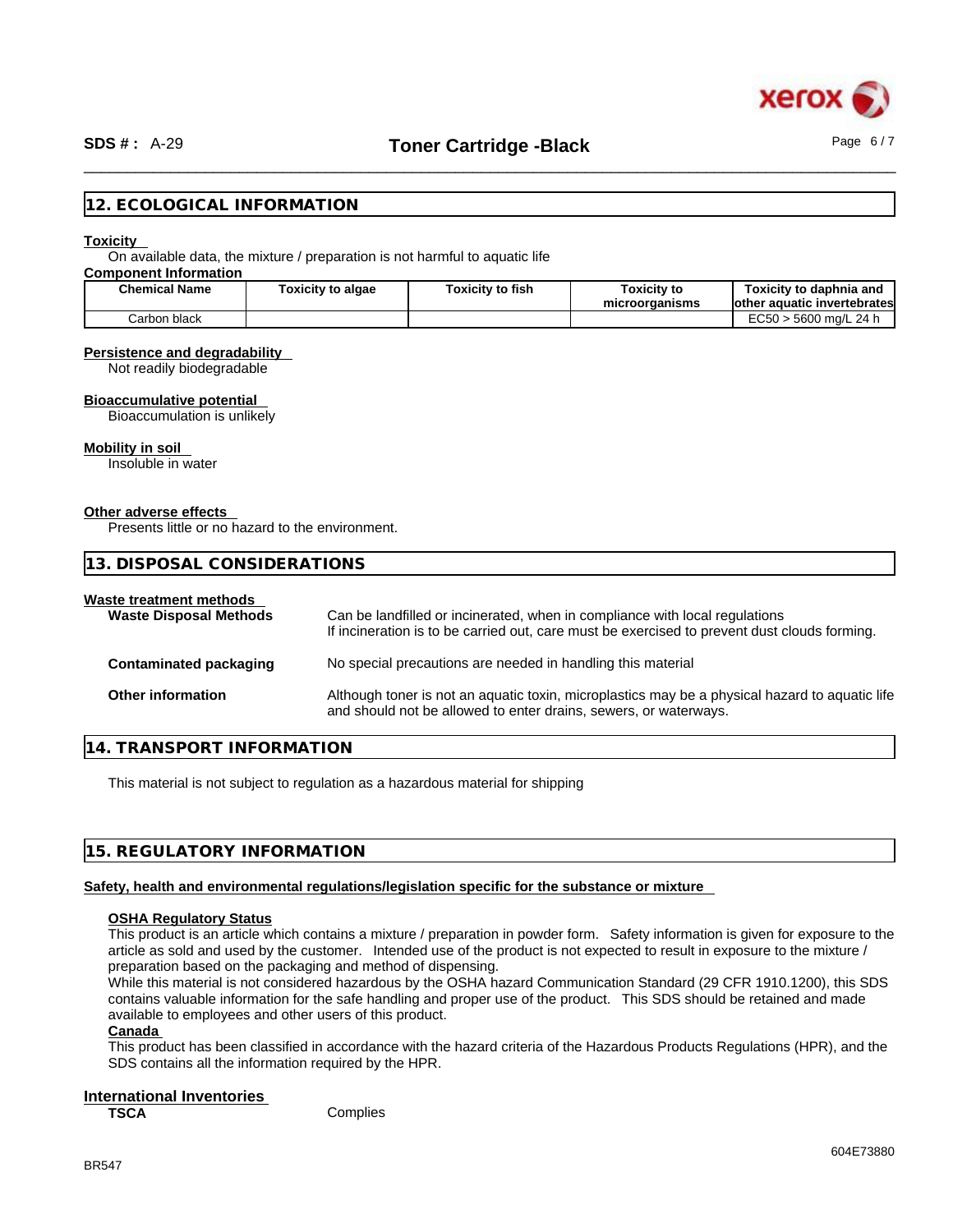## 12. ECOLOGICAL INFORMATION

**Toxicity**

On available data, the mixture / preparation is not harmful to aquatic life

**Component Information**

| Chemical Name | Toxicity to algae | Toxicity to fish | Toxicity to microorganisms | Toxicity to daphnia and other aquatic invertebrates |
|---|---|---|---|---|
| Carbon black | | | | EC50 > 5600 mg/L 24 h |

**Persistence and degradability**

Not readily biodegradable

**Bioaccumulative potential**

Bioaccumulation is unlikely

**Mobility in soil**

Insoluble in water

**Other adverse effects**

Presents little or no hazard to the environment.

## 13. DISPOSAL CONSIDERATIONS

**Waste treatment methods**

**Waste Disposal Methods** — Can be landfilled or incinerated, when in compliance with local regulations. If incineration is to be carried out, care must be exercised to prevent dust clouds forming.

**Contaminated packaging** — No special precautions are needed in handling this material

**Other information** — Although toner is not an aquatic toxin, microplastics may be a physical hazard to aquatic life and should not be allowed to enter drains, sewers, or waterways.

## 14. TRANSPORT INFORMATION

This material is not subject to regulation as a hazardous material for shipping

## 15. REGULATORY INFORMATION

**Safety, health and environmental regulations/legislation specific for the substance or mixture**

**OSHA Regulatory Status**

This product is an article which contains a mixture / preparation in powder form. Safety information is given for exposure to the article as sold and used by the customer. Intended use of the product is not expected to result in exposure to the mixture / preparation based on the packaging and method of dispensing.

While this material is not considered hazardous by the OSHA hazard Communication Standard (29 CFR 1910.1200), this SDS contains valuable information for the safe handling and proper use of the product. This SDS should be retained and made available to employees and other users of this product.

**Canada**

This product has been classified in accordance with the hazard criteria of the Hazardous Products Regulations (HPR), and the SDS contains all the information required by the HPR.

**International Inventories**

**TSCA** — Complies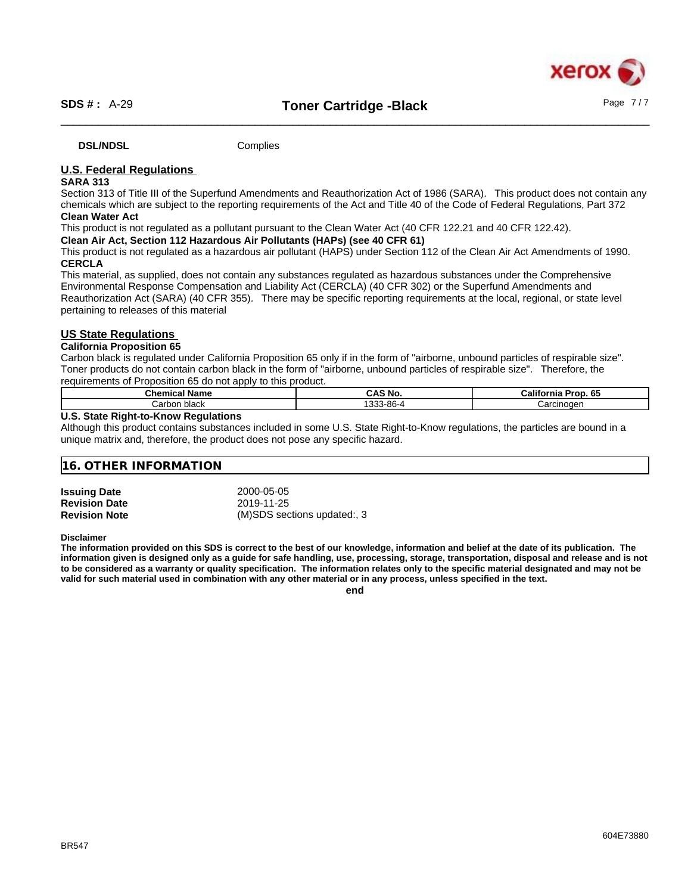**DSL/NDSL** Complies

## U.S. Federal Regulations

**SARA 313**

Section 313 of Title III of the Superfund Amendments and Reauthorization Act of 1986 (SARA). This product does not contain any chemicals which are subject to the reporting requirements of the Act and Title 40 of the Code of Federal Regulations, Part 372

**Clean Water Act**

This product is not regulated as a pollutant pursuant to the Clean Water Act (40 CFR 122.21 and 40 CFR 122.42).

**Clean Air Act, Section 112 Hazardous Air Pollutants (HAPs) (see 40 CFR 61)**

This product is not regulated as a hazardous air pollutant (HAPS) under Section 112 of the Clean Air Act Amendments of 1990.

**CERCLA**

This material, as supplied, does not contain any substances regulated as hazardous substances under the Comprehensive Environmental Response Compensation and Liability Act (CERCLA) (40 CFR 302) or the Superfund Amendments and Reauthorization Act (SARA) (40 CFR 355). There may be specific reporting requirements at the local, regional, or state level pertaining to releases of this material

## US State Regulations

**California Proposition 65**

Carbon black is regulated under California Proposition 65 only if in the form of "airborne, unbound particles of respirable size". Toner products do not contain carbon black in the form of "airborne, unbound particles of respirable size". Therefore, the requirements of Proposition 65 do not apply to this product.

| Chemical Name | CAS No. | California Prop. 65 |
|---|---|---|
| Carbon black | 1333-86-4 | Carcinogen |

**U.S. State Right-to-Know Regulations**

Although this product contains substances included in some U.S. State Right-to-Know regulations, the particles are bound in a unique matrix and, therefore, the product does not pose any specific hazard.

## 16. OTHER INFORMATION

**Issuing Date** 2000-05-05
**Revision Date** 2019-11-25
**Revision Note** (M)SDS sections updated:, 3

**Disclaimer**

**The information provided on this SDS is correct to the best of our knowledge, information and belief at the date of its publication. The information given is designed only as a guide for safe handling, use, processing, storage, transportation, disposal and release and is not to be considered as a warranty or quality specification. The information relates only to the specific material designated and may not be valid for such material used in combination with any other material or in any process, unless specified in the text.**

**end**